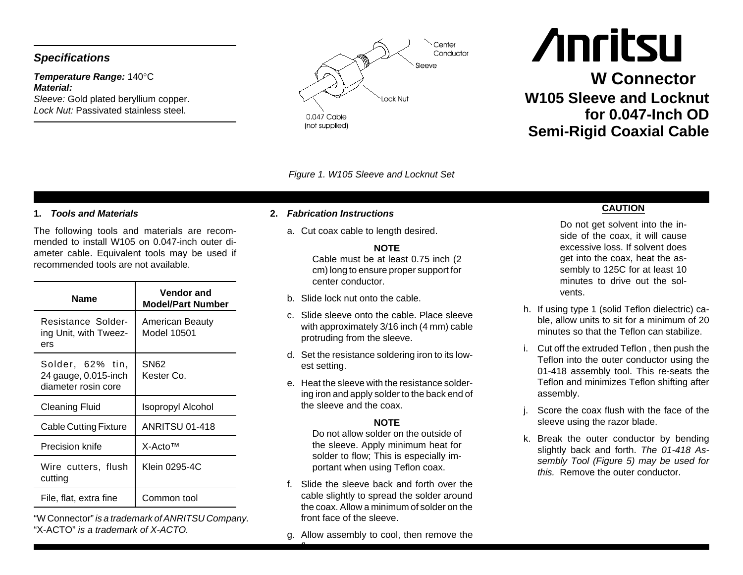# Anritsu

## W Connector

## W105 Sleeve and Locknut for 0.047-Inch OD Semi-Rigid Coaxial Cable

### *Specifications*

***Temperature Range:*** 140°C
***Material:***
*Sleeve:* Gold plated beryllium copper.
*Lock Nut:* Passivated stainless steel.

Center Conductor
Sleeve
Lock Nut
0.047 Cable (not supplied)

*Figure 1. W105 Sleeve and Locknut Set*

### 1. *Tools and Materials*

The following tools and materials are recommended to install W105 on 0.047-inch outer diameter cable. Equivalent tools may be used if recommended tools are not available.

| Name | Vendor and Model/Part Number |
|---|---|
| Resistance Soldering Unit, with Tweezers | American Beauty Model 10501 |
| Solder, 62% tin, 24 gauge, 0.015-inch diameter rosin core | SN62 Kester Co. |
| Cleaning Fluid | Isopropyl Alcohol |
| Cable Cutting Fixture | ANRITSU 01-418 |
| Precision knife | X-Acto™ |
| Wire cutters, flush cutting | Klein 0295-4C |
| File, flat, extra fine | Common tool |

"W Connector" *is a trademark of ANRITSU Company.*
"X-ACTO" *is a trademark of X-ACTO.*

### 2. *Fabrication Instructions*

a. Cut coax cable to length desired.

**NOTE**
Cable must be at least 0.75 inch (2 cm) long to ensure proper support for center conductor.

b. Slide lock nut onto the cable.

c. Slide sleeve onto the cable. Place sleeve with approximately 3/16 inch (4 mm) cable protruding from the sleeve.

d. Set the resistance soldering iron to its lowest setting.

e. Heat the sleeve with the resistance soldering iron and apply solder to the back end of the sleeve and the coax.

**NOTE**
Do not allow solder on the outside of the sleeve. Apply minimum heat for solder to flow; This is especially important when using Teflon coax.

f. Slide the sleeve back and forth over the cable slightly to spread the solder around the coax. Allow a minimum of solder on the front face of the sleeve.

g. Allow assembly to cool, then remove the flux

**CAUTION**

Do not get solvent into the inside of the coax, it will cause excessive loss. If solvent does get into the coax, heat the assembly to 125C for at least 10 minutes to drive out the solvents.

h. If using type 1 (solid Teflon dielectric) cable, allow units to sit for a minimum of 20 minutes so that the Teflon can stabilize.

i. Cut off the extruded Teflon , then push the Teflon into the outer conductor using the 01-418 assembly tool. This re-seats the Teflon and minimizes Teflon shifting after assembly.

j. Score the coax flush with the face of the sleeve using the razor blade.

k. Break the outer conductor by bending slightly back and forth. *The 01-418 Assembly Tool (Figure 5) may be used for this.* Remove the outer conductor.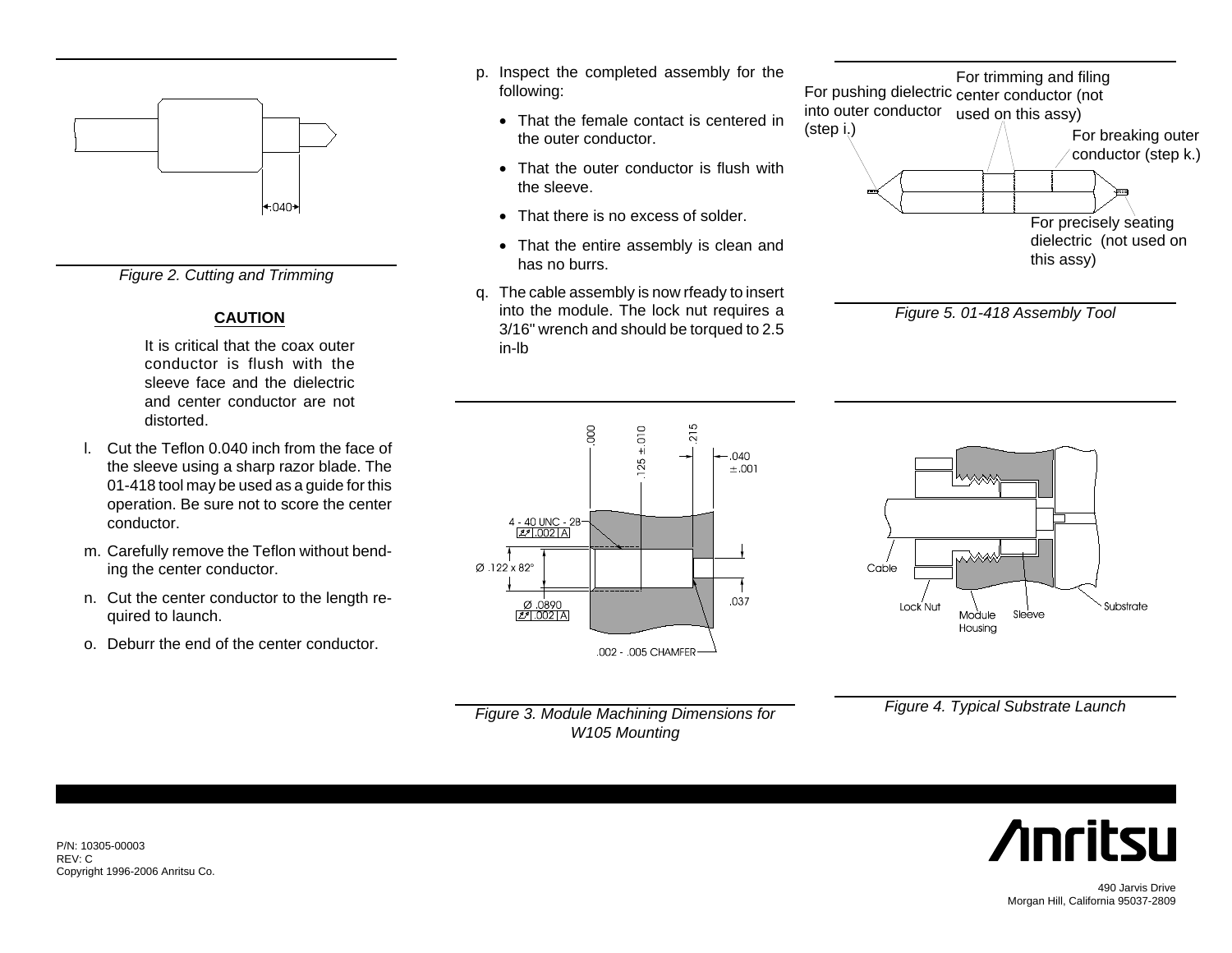.040

*Figure 2. Cutting and Trimming*

**CAUTION**

It is critical that the coax outer conductor is flush with the sleeve face and the dielectric and center conductor are not distorted.

l. Cut the Teflon 0.040 inch from the face of the sleeve using a sharp razor blade. The 01-418 tool may be used as a guide for this operation. Be sure not to score the center conductor.

m. Carefully remove the Teflon without bending the center conductor.

n. Cut the center conductor to the length required to launch.

o. Deburr the end of the center conductor.

p. Inspect the completed assembly for the following:

- That the female contact is centered in the outer conductor.
- That the outer conductor is flush with the sleeve.
- That there is no excess of solder.
- That the entire assembly is clean and has no burrs.

q. The cable assembly is now rfeady to insert into the module. The lock nut requires a 3/16" wrench and should be torqued to 2.5 in-lb

.000
.125 ±.010
.215
.040 ±.001
4 - 40 UNC - 2B
.002 A
Ø .122 x 82°
Ø .0890
.002 A
.037
.002 - .005 CHAMFER

*Figure 3. Module Machining Dimensions for W105 Mounting*

For pushing dielectric into outer conductor (step i.)
For trimming and filing center conductor (not used on this assy)
For breaking outer conductor (step k.)
For precisely seating dielectric (not used on this assy)

*Figure 5. 01-418 Assembly Tool*

Cable
Lock Nut
Module Housing
Sleeve
Substrate

*Figure 4. Typical Substrate Launch*

P/N: 10305-00003
REV: C
Copyright 1996-2006 Anritsu Co.

Anritsu

490 Jarvis Drive
Morgan Hill, California 95037-2809